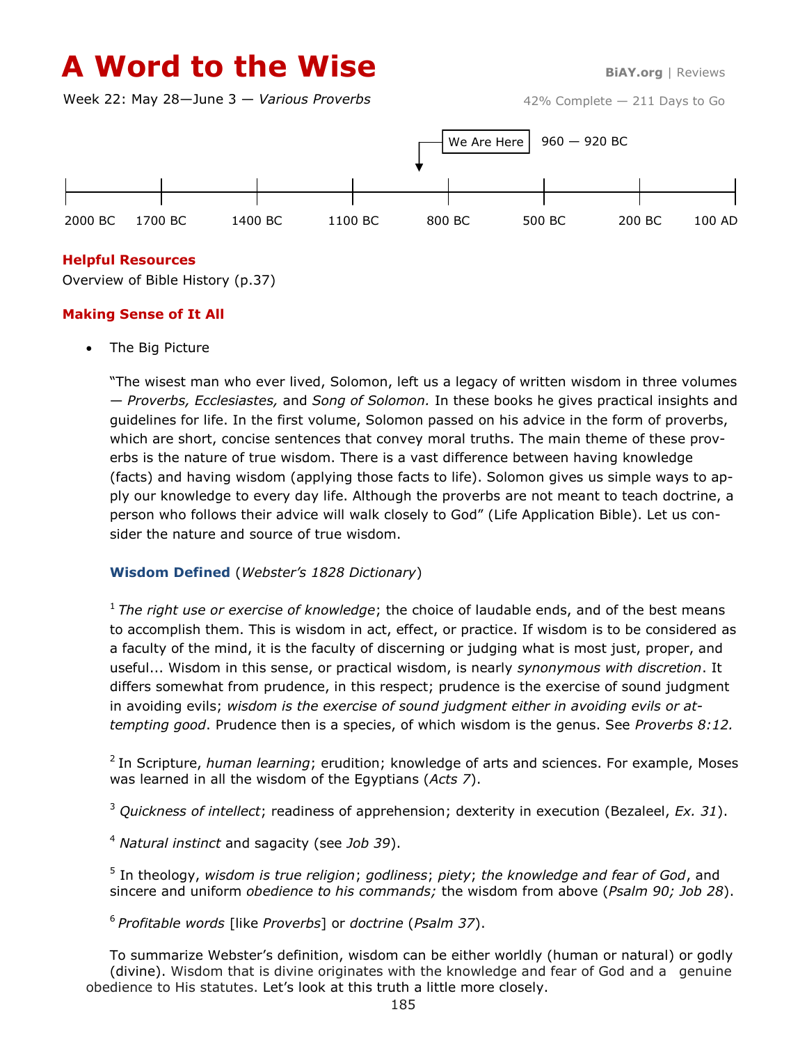# A Word to the Wise

**BiAY.org** | Reviews

Week 22: May 28—June 3 — *Various Proverbs*

42% Complete — 211 Days to Go

We Are Here 960 — 920 BC

2000 BC | 1700 BC | 1400 BC | 1100 BC | 800 BC | 500 BC | 200 BC | 100 AD

### Helpful Resources

Overview of Bible History (p.37)

### Making Sense of It All

- The Big Picture

  "The wisest man who ever lived, Solomon, left us a legacy of written wisdom in three volumes — *Proverbs, Ecclesiastes,* and *Song of Solomon.* In these books he gives practical insights and guidelines for life. In the first volume, Solomon passed on his advice in the form of proverbs, which are short, concise sentences that convey moral truths. The main theme of these proverbs is the nature of true wisdom. There is a vast difference between having knowledge (facts) and having wisdom (applying those facts to life). Solomon gives us simple ways to apply our knowledge to every day life. Although the proverbs are not meant to teach doctrine, a person who follows their advice will walk closely to God" (Life Application Bible). Let us consider the nature and source of true wisdom.

  **Wisdom Defined** (*Webster's 1828 Dictionary*)

  [1] *The right use or exercise of knowledge*; the choice of laudable ends, and of the best means to accomplish them. This is wisdom in act, effect, or practice. If wisdom is to be considered as a faculty of the mind, it is the faculty of discerning or judging what is most just, proper, and useful... Wisdom in this sense, or practical wisdom, is nearly *synonymous with discretion*. It differs somewhat from prudence, in this respect; prudence is the exercise of sound judgment in avoiding evils; *wisdom is the exercise of sound judgment either in avoiding evils or attempting good*. Prudence then is a species, of which wisdom is the genus. See *Proverbs 8:12.*

  [2] In Scripture, *human learning*; erudition; knowledge of arts and sciences. For example, Moses was learned in all the wisdom of the Egyptians (*Acts 7*).

  [3] *Quickness of intellect*; readiness of apprehension; dexterity in execution (Bezaleel, *Ex. 31*).

  [4] *Natural instinct* and sagacity (see *Job 39*).

  [5] In theology, *wisdom is true religion*; *godliness*; *piety*; *the knowledge and fear of God*, and sincere and uniform *obedience to his commands;* the wisdom from above (*Psalm 90; Job 28*).

  [6] *Profitable words* [like *Proverbs*] or *doctrine* (*Psalm 37*).

  To summarize Webster's definition, wisdom can be either worldly (human or natural) or godly (divine). Wisdom that is divine originates with the knowledge and fear of God and a genuine obedience to His statutes. Let's look at this truth a little more closely.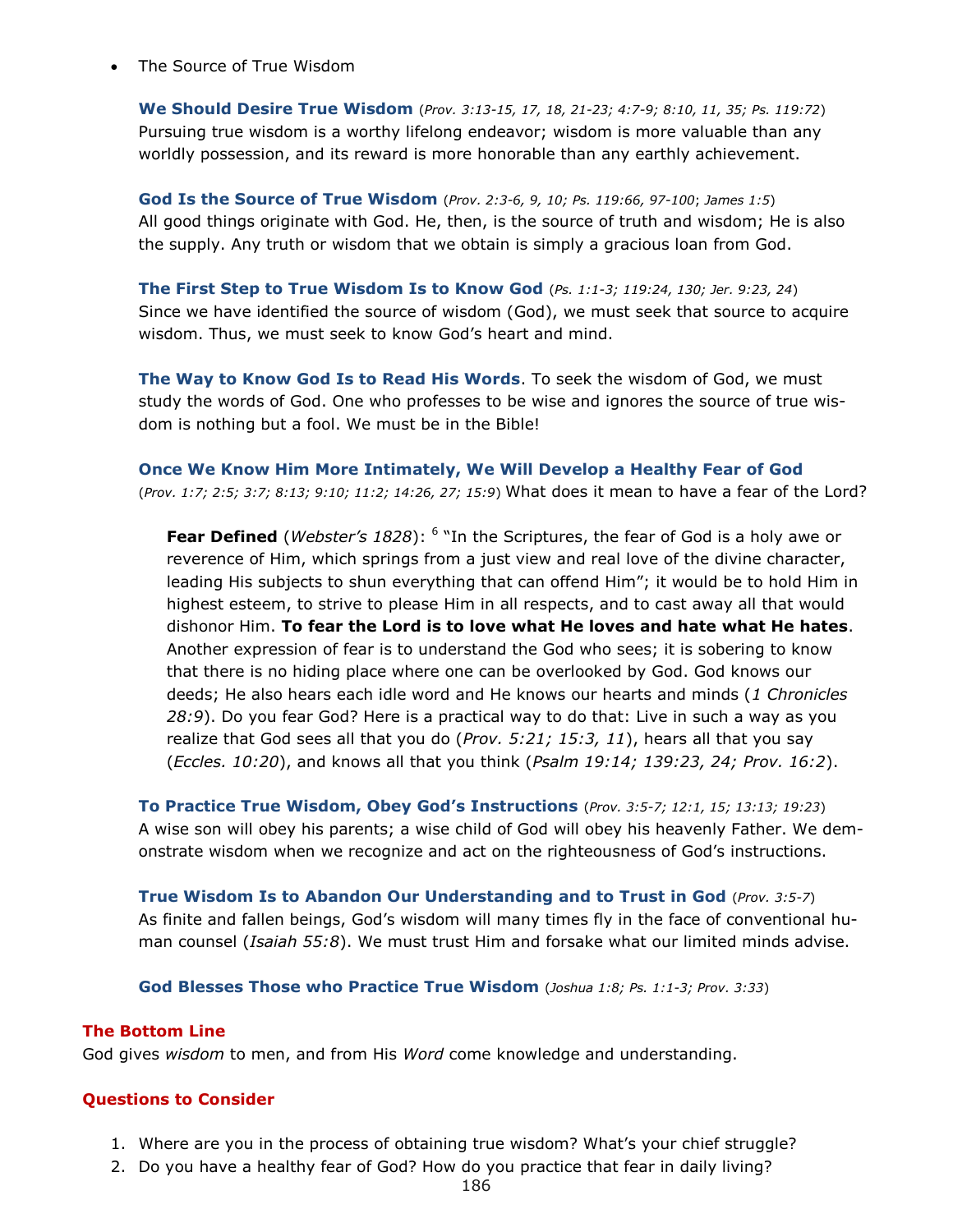- The Source of True Wisdom

**We Should Desire True Wisdom** (*Prov. 3:13-15, 17, 18, 21-23; 4:7-9; 8:10, 11, 35; Ps. 119:72*) Pursuing true wisdom is a worthy lifelong endeavor; wisdom is more valuable than any worldly possession, and its reward is more honorable than any earthly achievement.

**God Is the Source of True Wisdom** (*Prov. 2:3-6, 9, 10; Ps. 119:66, 97-100*; *James 1:5*) All good things originate with God. He, then, is the source of truth and wisdom; He is also the supply. Any truth or wisdom that we obtain is simply a gracious loan from God.

**The First Step to True Wisdom Is to Know God** (*Ps. 1:1-3; 119:24, 130; Jer. 9:23, 24*) Since we have identified the source of wisdom (God), we must seek that source to acquire wisdom. Thus, we must seek to know God's heart and mind.

**The Way to Know God Is to Read His Words**. To seek the wisdom of God, we must study the words of God. One who professes to be wise and ignores the source of true wisdom is nothing but a fool. We must be in the Bible!

**Once We Know Him More Intimately, We Will Develop a Healthy Fear of God** (*Prov. 1:7; 2:5; 3:7; 8:13; 9:10; 11:2; 14:26, 27; 15:9*) What does it mean to have a fear of the Lord?

> **Fear Defined** (*Webster's 1828*): [6] "In the Scriptures, the fear of God is a holy awe or reverence of Him, which springs from a just view and real love of the divine character, leading His subjects to shun everything that can offend Him"; it would be to hold Him in highest esteem, to strive to please Him in all respects, and to cast away all that would dishonor Him. **To fear the Lord is to love what He loves and hate what He hates**. Another expression of fear is to understand the God who sees; it is sobering to know that there is no hiding place where one can be overlooked by God. God knows our deeds; He also hears each idle word and He knows our hearts and minds (*1 Chronicles 28:9*). Do you fear God? Here is a practical way to do that: Live in such a way as you realize that God sees all that you do (*Prov. 5:21; 15:3, 11*), hears all that you say (*Eccles. 10:20*), and knows all that you think (*Psalm 19:14; 139:23, 24; Prov. 16:2*).

**To Practice True Wisdom, Obey God's Instructions** (*Prov. 3:5-7; 12:1, 15; 13:13; 19:23*) A wise son will obey his parents; a wise child of God will obey his heavenly Father. We demonstrate wisdom when we recognize and act on the righteousness of God's instructions.

**True Wisdom Is to Abandon Our Understanding and to Trust in God** (*Prov. 3:5-7*) As finite and fallen beings, God's wisdom will many times fly in the face of conventional human counsel (*Isaiah 55:8*). We must trust Him and forsake what our limited minds advise.

**God Blesses Those who Practice True Wisdom** (*Joshua 1:8; Ps. 1:1-3; Prov. 3:33*)

## The Bottom Line

God gives *wisdom* to men, and from His *Word* come knowledge and understanding.

## Questions to Consider

1. Where are you in the process of obtaining true wisdom? What's your chief struggle?
2. Do you have a healthy fear of God? How do you practice that fear in daily living?